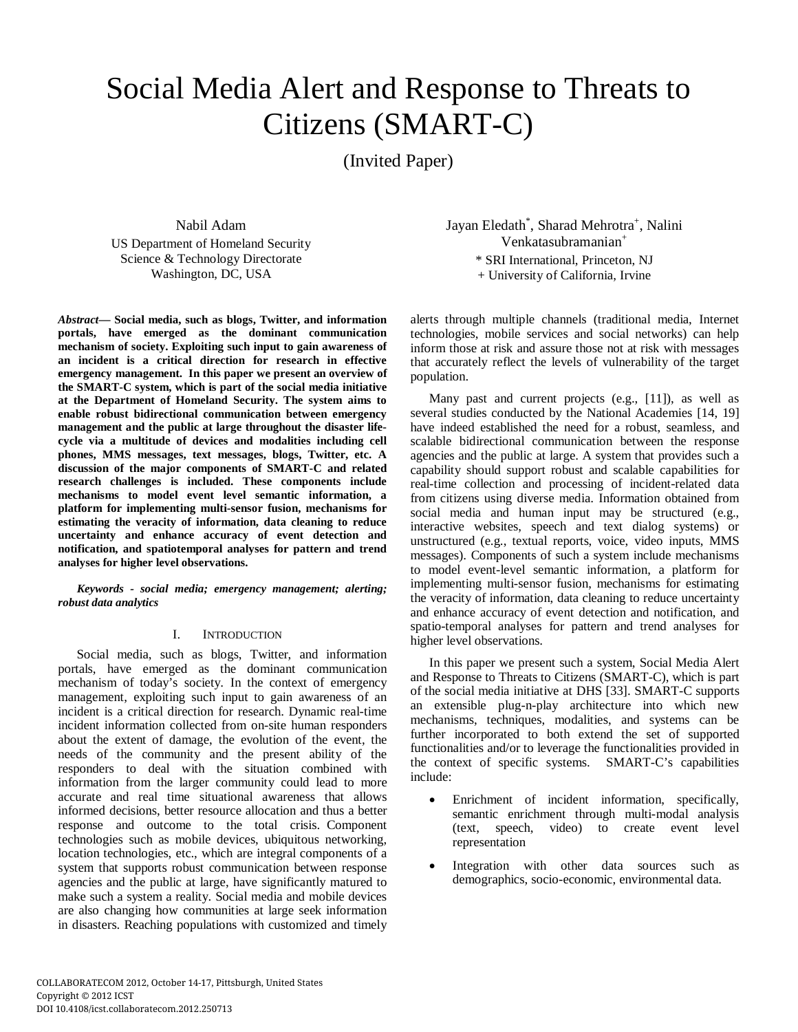# Social Media Alert and Response to Threats to Citizens (SMART-C)

(Invited Paper)

Nabil Adam
US Department of Homeland Security
Science & Technology Directorate
Washington, DC, USA

Jayan Eledath[*], Sharad Mehrotra[+], Nalini Venkatasubramanian[+]
* SRI International, Princeton, NJ
+ University of California, Irvine

***Abstract*— Social media, such as blogs, Twitter, and information portals, have emerged as the dominant communication mechanism of society. Exploiting such input to gain awareness of an incident is a critical direction for research in effective emergency management. In this paper we present an overview of the SMART-C system, which is part of the social media initiative at the Department of Homeland Security. The system aims to enable robust bidirectional communication between emergency management and the public at large throughout the disaster life-cycle via a multitude of devices and modalities including cell phones, MMS messages, text messages, blogs, Twitter, etc. A discussion of the major components of SMART-C and related research challenges is included. These components include mechanisms to model event level semantic information, a platform for implementing multi-sensor fusion, mechanisms for estimating the veracity of information, data cleaning to reduce uncertainty and enhance accuracy of event detection and notification, and spatiotemporal analyses for pattern and trend analyses for higher level observations.**

***Keywords - social media; emergency management; alerting; robust data analytics***

## I. Introduction

Social media, such as blogs, Twitter, and information portals, have emerged as the dominant communication mechanism of today's society. In the context of emergency management, exploiting such input to gain awareness of an incident is a critical direction for research. Dynamic real-time incident information collected from on-site human responders about the extent of damage, the evolution of the event, the needs of the community and the present ability of the responders to deal with the situation combined with information from the larger community could lead to more accurate and real time situational awareness that allows informed decisions, better resource allocation and thus a better response and outcome to the total crisis. Component technologies such as mobile devices, ubiquitous networking, location technologies, etc., which are integral components of a system that supports robust communication between response agencies and the public at large, have significantly matured to make such a system a reality. Social media and mobile devices are also changing how communities at large seek information in disasters. Reaching populations with customized and timely alerts through multiple channels (traditional media, Internet technologies, mobile services and social networks) can help inform those at risk and assure those not at risk with messages that accurately reflect the levels of vulnerability of the target population.

Many past and current projects (e.g., [11]), as well as several studies conducted by the National Academies [14, 19] have indeed established the need for a robust, seamless, and scalable bidirectional communication between the response agencies and the public at large. A system that provides such a capability should support robust and scalable capabilities for real-time collection and processing of incident-related data from citizens using diverse media. Information obtained from social media and human input may be structured (e.g., interactive websites, speech and text dialog systems) or unstructured (e.g., textual reports, voice, video inputs, MMS messages). Components of such a system include mechanisms to model event-level semantic information, a platform for implementing multi-sensor fusion, mechanisms for estimating the veracity of information, data cleaning to reduce uncertainty and enhance accuracy of event detection and notification, and spatio-temporal analyses for pattern and trend analyses for higher level observations.

In this paper we present such a system, Social Media Alert and Response to Threats to Citizens (SMART-C), which is part of the social media initiative at DHS [33]. SMART-C supports an extensible plug-n-play architecture into which new mechanisms, techniques, modalities, and systems can be further incorporated to both extend the set of supported functionalities and/or to leverage the functionalities provided in the context of specific systems. SMART-C's capabilities include:

- Enrichment of incident information, specifically, semantic enrichment through multi-modal analysis (text, speech, video) to create event level representation
- Integration with other data sources such as demographics, socio-economic, environmental data.

COLLABORATECOM 2012, October 14-17, Pittsburgh, United States
Copyright © 2012 ICST
DOI 10.4108/icst.collaboratecom.2012.250713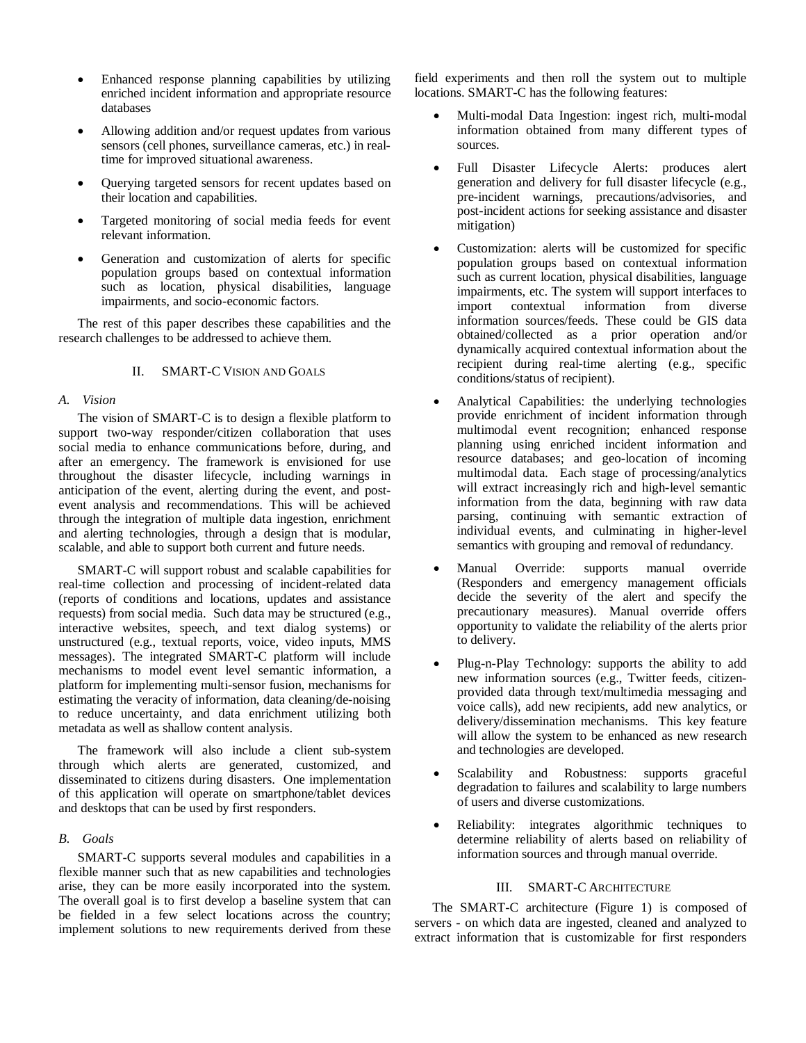- Enhanced response planning capabilities by utilizing enriched incident information and appropriate resource databases
- Allowing addition and/or request updates from various sensors (cell phones, surveillance cameras, etc.) in real-time for improved situational awareness.
- Querying targeted sensors for recent updates based on their location and capabilities.
- Targeted monitoring of social media feeds for event relevant information.
- Generation and customization of alerts for specific population groups based on contextual information such as location, physical disabilities, language impairments, and socio-economic factors.

The rest of this paper describes these capabilities and the research challenges to be addressed to achieve them.

## II. SMART-C Vision and Goals

### *A. Vision*

The vision of SMART-C is to design a flexible platform to support two-way responder/citizen collaboration that uses social media to enhance communications before, during, and after an emergency. The framework is envisioned for use throughout the disaster lifecycle, including warnings in anticipation of the event, alerting during the event, and post-event analysis and recommendations. This will be achieved through the integration of multiple data ingestion, enrichment and alerting technologies, through a design that is modular, scalable, and able to support both current and future needs.

SMART-C will support robust and scalable capabilities for real-time collection and processing of incident-related data (reports of conditions and locations, updates and assistance requests) from social media. Such data may be structured (e.g., interactive websites, speech, and text dialog systems) or unstructured (e.g., textual reports, voice, video inputs, MMS messages). The integrated SMART-C platform will include mechanisms to model event level semantic information, a platform for implementing multi-sensor fusion, mechanisms for estimating the veracity of information, data cleaning/de-noising to reduce uncertainty, and data enrichment utilizing both metadata as well as shallow content analysis.

The framework will also include a client sub-system through which alerts are generated, customized, and disseminated to citizens during disasters. One implementation of this application will operate on smartphone/tablet devices and desktops that can be used by first responders.

### *B. Goals*

SMART-C supports several modules and capabilities in a flexible manner such that as new capabilities and technologies arise, they can be more easily incorporated into the system. The overall goal is to first develop a baseline system that can be fielded in a few select locations across the country; implement solutions to new requirements derived from these field experiments and then roll the system out to multiple locations. SMART-C has the following features:

- Multi-modal Data Ingestion: ingest rich, multi-modal information obtained from many different types of sources.
- Full Disaster Lifecycle Alerts: produces alert generation and delivery for full disaster lifecycle (e.g., pre-incident warnings, precautions/advisories, and post-incident actions for seeking assistance and disaster mitigation)
- Customization: alerts will be customized for specific population groups based on contextual information such as current location, physical disabilities, language impairments, etc. The system will support interfaces to import contextual information from diverse information sources/feeds. These could be GIS data obtained/collected as a prior operation and/or dynamically acquired contextual information about the recipient during real-time alerting (e.g., specific conditions/status of recipient).
- Analytical Capabilities: the underlying technologies provide enrichment of incident information through multimodal event recognition; enhanced response planning using enriched incident information and resource databases; and geo-location of incoming multimodal data. Each stage of processing/analytics will extract increasingly rich and high-level semantic information from the data, beginning with raw data parsing, continuing with semantic extraction of individual events, and culminating in higher-level semantics with grouping and removal of redundancy.
- Manual Override: supports manual override (Responders and emergency management officials decide the severity of the alert and specify the precautionary measures). Manual override offers opportunity to validate the reliability of the alerts prior to delivery.
- Plug-n-Play Technology: supports the ability to add new information sources (e.g., Twitter feeds, citizen-provided data through text/multimedia messaging and voice calls), add new recipients, add new analytics, or delivery/dissemination mechanisms. This key feature will allow the system to be enhanced as new research and technologies are developed.
- Scalability and Robustness: supports graceful degradation to failures and scalability to large numbers of users and diverse customizations.
- Reliability: integrates algorithmic techniques to determine reliability of alerts based on reliability of information sources and through manual override.

## III. SMART-C Architecture

The SMART-C architecture (Figure 1) is composed of servers - on which data are ingested, cleaned and analyzed to extract information that is customizable for first responders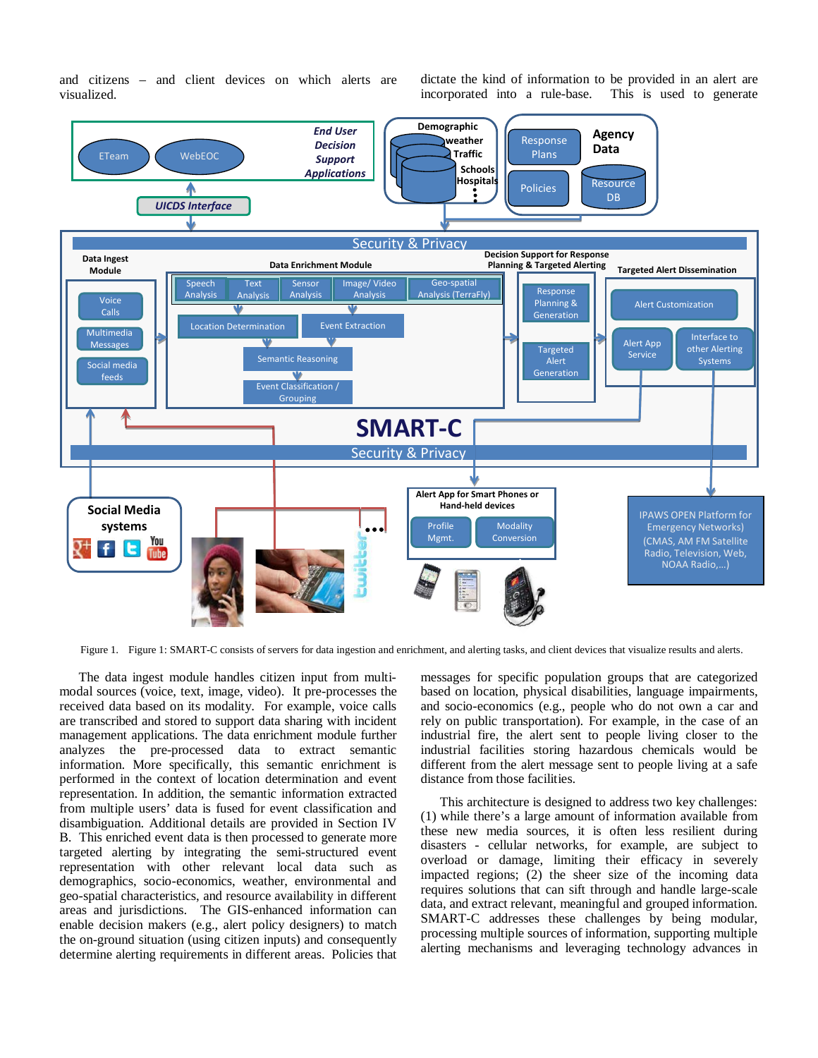and citizens – and client devices on which alerts are visualized.

dictate the kind of information to be provided in an alert are incorporated into a rule-base. This is used to generate

Figure 1. Figure 1: SMART-C consists of servers for data ingestion and enrichment, and alerting tasks, and client devices that visualize results and alerts.

The data ingest module handles citizen input from multi-modal sources (voice, text, image, video). It pre-processes the received data based on its modality. For example, voice calls are transcribed and stored to support data sharing with incident management applications. The data enrichment module further analyzes the pre-processed data to extract semantic information. More specifically, this semantic enrichment is performed in the context of location determination and event representation. In addition, the semantic information extracted from multiple users' data is fused for event classification and disambiguation. Additional details are provided in Section IV B. This enriched event data is then processed to generate more targeted alerting by integrating the semi-structured event representation with other relevant local data such as demographics, socio-economics, weather, environmental and geo-spatial characteristics, and resource availability in different areas and jurisdictions. The GIS-enhanced information can enable decision makers (e.g., alert policy designers) to match the on-ground situation (using citizen inputs) and consequently determine alerting requirements in different areas. Policies that

messages for specific population groups that are categorized based on location, physical disabilities, language impairments, and socio-economics (e.g., people who do not own a car and rely on public transportation). For example, in the case of an industrial fire, the alert sent to people living closer to the industrial facilities storing hazardous chemicals would be different from the alert message sent to people living at a safe distance from those facilities.

This architecture is designed to address two key challenges: (1) while there's a large amount of information available from these new media sources, it is often less resilient during disasters - cellular networks, for example, are subject to overload or damage, limiting their efficacy in severely impacted regions; (2) the sheer size of the incoming data requires solutions that can sift through and handle large-scale data, and extract relevant, meaningful and grouped information. SMART-C addresses these challenges by being modular, processing multiple sources of information, supporting multiple alerting mechanisms and leveraging technology advances in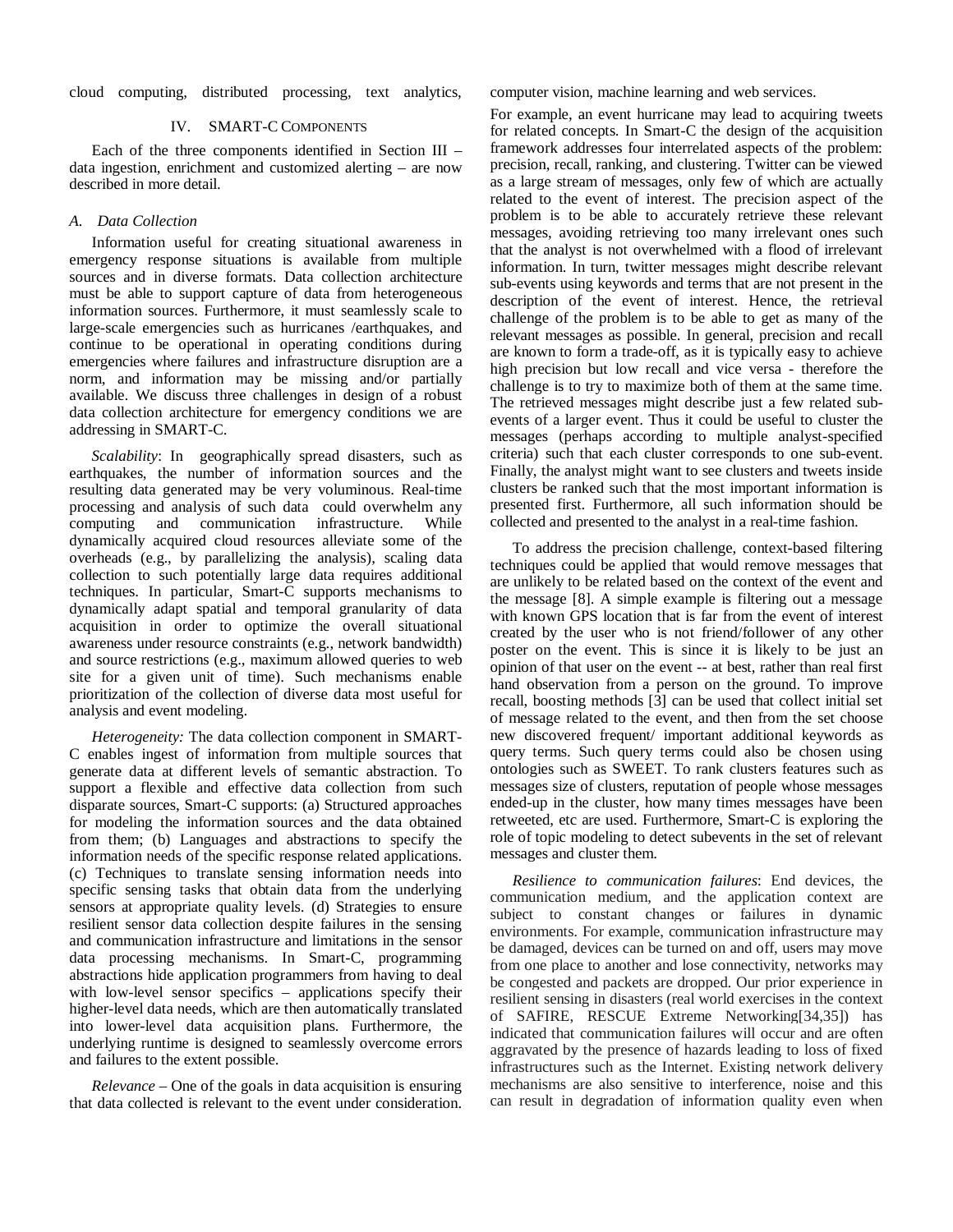cloud computing, distributed processing, text analytics, computer vision, machine learning and web services.

## IV. SMART-C COMPONENTS

Each of the three components identified in Section III – data ingestion, enrichment and customized alerting – are now described in more detail.

### *A. Data Collection*

Information useful for creating situational awareness in emergency response situations is available from multiple sources and in diverse formats. Data collection architecture must be able to support capture of data from heterogeneous information sources. Furthermore, it must seamlessly scale to large-scale emergencies such as hurricanes /earthquakes, and continue to be operational in operating conditions during emergencies where failures and infrastructure disruption are a norm, and information may be missing and/or partially available. We discuss three challenges in design of a robust data collection architecture for emergency conditions we are addressing in SMART-C.

*Scalability*: In geographically spread disasters, such as earthquakes, the number of information sources and the resulting data generated may be very voluminous. Real-time processing and analysis of such data could overwhelm any computing and communication infrastructure. While dynamically acquired cloud resources alleviate some of the overheads (e.g., by parallelizing the analysis), scaling data collection to such potentially large data requires additional techniques. In particular, Smart-C supports mechanisms to dynamically adapt spatial and temporal granularity of data acquisition in order to optimize the overall situational awareness under resource constraints (e.g., network bandwidth) and source restrictions (e.g., maximum allowed queries to web site for a given unit of time). Such mechanisms enable prioritization of the collection of diverse data most useful for analysis and event modeling.

*Heterogeneity:* The data collection component in SMART-C enables ingest of information from multiple sources that generate data at different levels of semantic abstraction. To support a flexible and effective data collection from such disparate sources, Smart-C supports: (a) Structured approaches for modeling the information sources and the data obtained from them; (b) Languages and abstractions to specify the information needs of the specific response related applications. (c) Techniques to translate sensing information needs into specific sensing tasks that obtain data from the underlying sensors at appropriate quality levels. (d) Strategies to ensure resilient sensor data collection despite failures in the sensing and communication infrastructure and limitations in the sensor data processing mechanisms. In Smart-C, programming abstractions hide application programmers from having to deal with low-level sensor specifics – applications specify their higher-level data needs, which are then automatically translated into lower-level data acquisition plans. Furthermore, the underlying runtime is designed to seamlessly overcome errors and failures to the extent possible.

*Relevance* – One of the goals in data acquisition is ensuring that data collected is relevant to the event under consideration. For example, an event hurricane may lead to acquiring tweets for related concepts. In Smart-C the design of the acquisition framework addresses four interrelated aspects of the problem: precision, recall, ranking, and clustering. Twitter can be viewed as a large stream of messages, only few of which are actually related to the event of interest. The precision aspect of the problem is to be able to accurately retrieve these relevant messages, avoiding retrieving too many irrelevant ones such that the analyst is not overwhelmed with a flood of irrelevant information. In turn, twitter messages might describe relevant sub-events using keywords and terms that are not present in the description of the event of interest. Hence, the retrieval challenge of the problem is to be able to get as many of the relevant messages as possible. In general, precision and recall are known to form a trade-off, as it is typically easy to achieve high precision but low recall and vice versa - therefore the challenge is to try to maximize both of them at the same time. The retrieved messages might describe just a few related sub-events of a larger event. Thus it could be useful to cluster the messages (perhaps according to multiple analyst-specified criteria) such that each cluster corresponds to one sub-event. Finally, the analyst might want to see clusters and tweets inside clusters be ranked such that the most important information is presented first. Furthermore, all such information should be collected and presented to the analyst in a real-time fashion.

To address the precision challenge, context-based filtering techniques could be applied that would remove messages that are unlikely to be related based on the context of the event and the message [8]. A simple example is filtering out a message with known GPS location that is far from the event of interest created by the user who is not friend/follower of any other poster on the event. This is since it is likely to be just an opinion of that user on the event -- at best, rather than real first hand observation from a person on the ground. To improve recall, boosting methods [3] can be used that collect initial set of message related to the event, and then from the set choose new discovered frequent/ important additional keywords as query terms. Such query terms could also be chosen using ontologies such as SWEET. To rank clusters features such as messages size of clusters, reputation of people whose messages ended-up in the cluster, how many times messages have been retweeted, etc are used. Furthermore, Smart-C is exploring the role of topic modeling to detect subevents in the set of relevant messages and cluster them.

*Resilience to communication failures*: End devices, the communication medium, and the application context are subject to constant changes or failures in dynamic environments. For example, communication infrastructure may be damaged, devices can be turned on and off, users may move from one place to another and lose connectivity, networks may be congested and packets are dropped. Our prior experience in resilient sensing in disasters (real world exercises in the context of SAFIRE, RESCUE Extreme Networking[34,35]) has indicated that communication failures will occur and are often aggravated by the presence of hazards leading to loss of fixed infrastructures such as the Internet. Existing network delivery mechanisms are also sensitive to interference, noise and this can result in degradation of information quality even when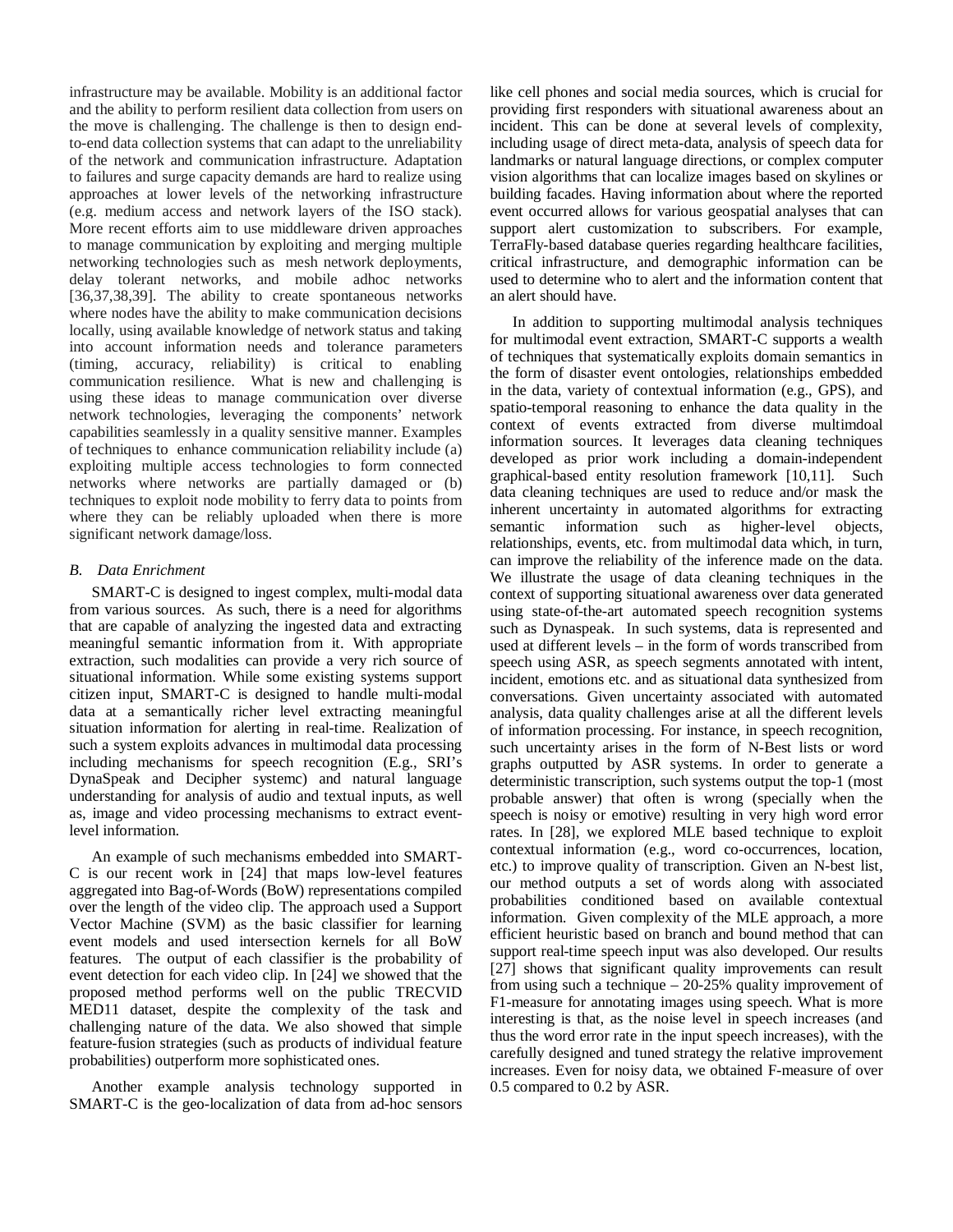infrastructure may be available. Mobility is an additional factor and the ability to perform resilient data collection from users on the move is challenging. The challenge is then to design end-to-end data collection systems that can adapt to the unreliability of the network and communication infrastructure. Adaptation to failures and surge capacity demands are hard to realize using approaches at lower levels of the networking infrastructure (e.g. medium access and network layers of the ISO stack). More recent efforts aim to use middleware driven approaches to manage communication by exploiting and merging multiple networking technologies such as mesh network deployments, delay tolerant networks, and mobile adhoc networks [36,37,38,39]. The ability to create spontaneous networks where nodes have the ability to make communication decisions locally, using available knowledge of network status and taking into account information needs and tolerance parameters (timing, accuracy, reliability) is critical to enabling communication resilience. What is new and challenging is using these ideas to manage communication over diverse network technologies, leveraging the components' network capabilities seamlessly in a quality sensitive manner. Examples of techniques to enhance communication reliability include (a) exploiting multiple access technologies to form connected networks where networks are partially damaged or (b) techniques to exploit node mobility to ferry data to points from where they can be reliably uploaded when there is more significant network damage/loss.

### *B. Data Enrichment*

SMART-C is designed to ingest complex, multi-modal data from various sources. As such, there is a need for algorithms that are capable of analyzing the ingested data and extracting meaningful semantic information from it. With appropriate extraction, such modalities can provide a very rich source of situational information. While some existing systems support citizen input, SMART-C is designed to handle multi-modal data at a semantically richer level extracting meaningful situation information for alerting in real-time. Realization of such a system exploits advances in multimodal data processing including mechanisms for speech recognition (E.g., SRI's DynaSpeak and Decipher systemc) and natural language understanding for analysis of audio and textual inputs, as well as, image and video processing mechanisms to extract event-level information.

An example of such mechanisms embedded into SMART-C is our recent work in [24] that maps low-level features aggregated into Bag-of-Words (BoW) representations compiled over the length of the video clip. The approach used a Support Vector Machine (SVM) as the basic classifier for learning event models and used intersection kernels for all BoW features. The output of each classifier is the probability of event detection for each video clip. In [24] we showed that the proposed method performs well on the public TRECVID MED11 dataset, despite the complexity of the task and challenging nature of the data. We also showed that simple feature-fusion strategies (such as products of individual feature probabilities) outperform more sophisticated ones.

Another example analysis technology supported in SMART-C is the geo-localization of data from ad-hoc sensors like cell phones and social media sources, which is crucial for providing first responders with situational awareness about an incident. This can be done at several levels of complexity, including usage of direct meta-data, analysis of speech data for landmarks or natural language directions, or complex computer vision algorithms that can localize images based on skylines or building facades. Having information about where the reported event occurred allows for various geospatial analyses that can support alert customization to subscribers. For example, TerraFly-based database queries regarding healthcare facilities, critical infrastructure, and demographic information can be used to determine who to alert and the information content that an alert should have.

In addition to supporting multimodal analysis techniques for multimodal event extraction, SMART-C supports a wealth of techniques that systematically exploits domain semantics in the form of disaster event ontologies, relationships embedded in the data, variety of contextual information (e.g., GPS), and spatio-temporal reasoning to enhance the data quality in the context of events extracted from diverse multimdoal information sources. It leverages data cleaning techniques developed as prior work including a domain-independent graphical-based entity resolution framework [10,11]. Such data cleaning techniques are used to reduce and/or mask the inherent uncertainty in automated algorithms for extracting semantic information such as higher-level objects, relationships, events, etc. from multimodal data which, in turn, can improve the reliability of the inference made on the data. We illustrate the usage of data cleaning techniques in the context of supporting situational awareness over data generated using state-of-the-art automated speech recognition systems such as Dynaspeak. In such systems, data is represented and used at different levels – in the form of words transcribed from speech using ASR, as speech segments annotated with intent, incident, emotions etc. and as situational data synthesized from conversations. Given uncertainty associated with automated analysis, data quality challenges arise at all the different levels of information processing. For instance, in speech recognition, such uncertainty arises in the form of N-Best lists or word graphs outputted by ASR systems. In order to generate a deterministic transcription, such systems output the top-1 (most probable answer) that often is wrong (specially when the speech is noisy or emotive) resulting in very high word error rates. In [28], we explored MLE based technique to exploit contextual information (e.g., word co-occurrences, location, etc.) to improve quality of transcription. Given an N-best list, our method outputs a set of words along with associated probabilities conditioned based on available contextual information. Given complexity of the MLE approach, a more efficient heuristic based on branch and bound method that can support real-time speech input was also developed. Our results [27] shows that significant quality improvements can result from using such a technique – 20-25% quality improvement of F1-measure for annotating images using speech. What is more interesting is that, as the noise level in speech increases (and thus the word error rate in the input speech increases), with the carefully designed and tuned strategy the relative improvement increases. Even for noisy data, we obtained F-measure of over 0.5 compared to 0.2 by ASR.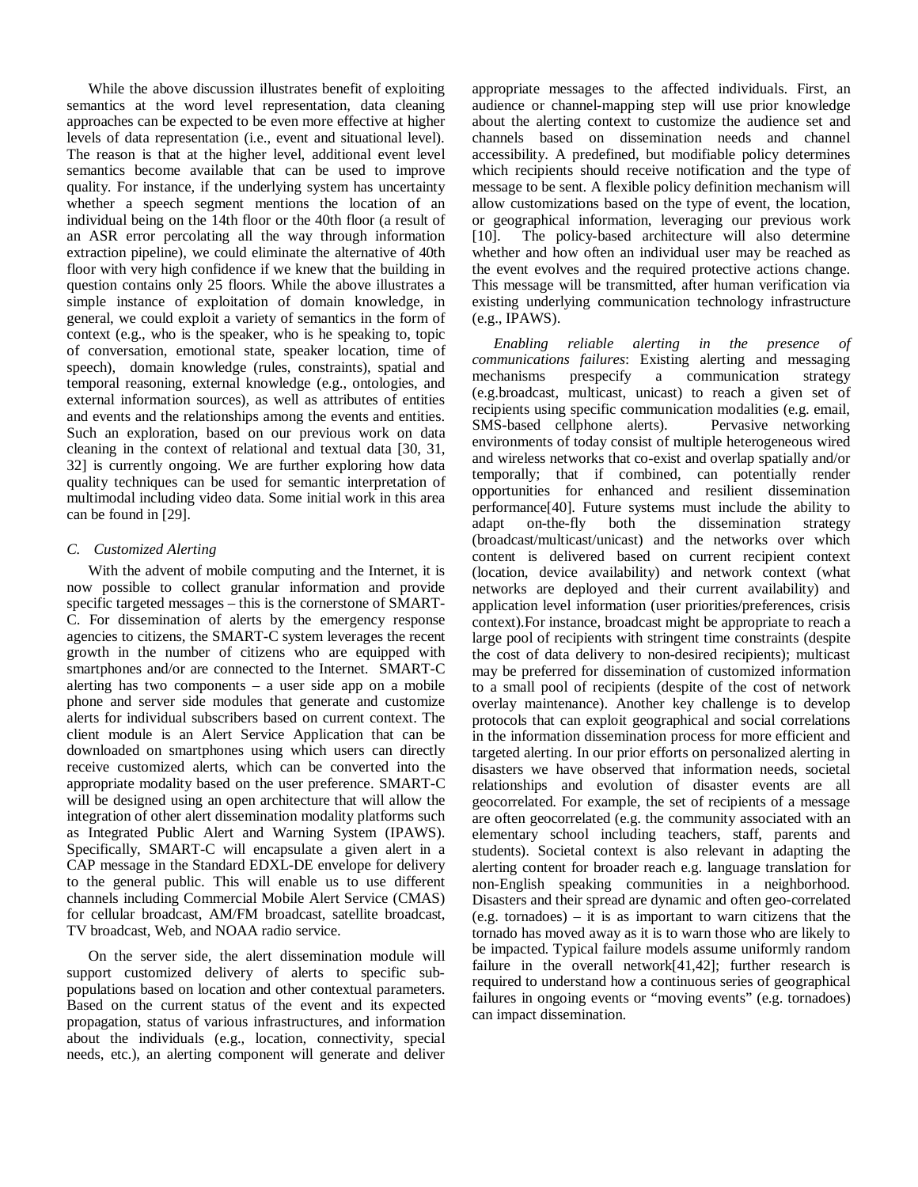While the above discussion illustrates benefit of exploiting semantics at the word level representation, data cleaning approaches can be expected to be even more effective at higher levels of data representation (i.e., event and situational level). The reason is that at the higher level, additional event level semantics become available that can be used to improve quality. For instance, if the underlying system has uncertainty whether a speech segment mentions the location of an individual being on the 14th floor or the 40th floor (a result of an ASR error percolating all the way through information extraction pipeline), we could eliminate the alternative of 40th floor with very high confidence if we knew that the building in question contains only 25 floors. While the above illustrates a simple instance of exploitation of domain knowledge, in general, we could exploit a variety of semantics in the form of context (e.g., who is the speaker, who is he speaking to, topic of conversation, emotional state, speaker location, time of speech), domain knowledge (rules, constraints), spatial and temporal reasoning, external knowledge (e.g., ontologies, and external information sources), as well as attributes of entities and events and the relationships among the events and entities. Such an exploration, based on our previous work on data cleaning in the context of relational and textual data [30, 31, 32] is currently ongoing. We are further exploring how data quality techniques can be used for semantic interpretation of multimodal including video data. Some initial work in this area can be found in [29].

### C. Customized Alerting

With the advent of mobile computing and the Internet, it is now possible to collect granular information and provide specific targeted messages – this is the cornerstone of SMART-C. For dissemination of alerts by the emergency response agencies to citizens, the SMART-C system leverages the recent growth in the number of citizens who are equipped with smartphones and/or are connected to the Internet. SMART-C alerting has two components – a user side app on a mobile phone and server side modules that generate and customize alerts for individual subscribers based on current context. The client module is an Alert Service Application that can be downloaded on smartphones using which users can directly receive customized alerts, which can be converted into the appropriate modality based on the user preference. SMART-C will be designed using an open architecture that will allow the integration of other alert dissemination modality platforms such as Integrated Public Alert and Warning System (IPAWS). Specifically, SMART-C will encapsulate a given alert in a CAP message in the Standard EDXL-DE envelope for delivery to the general public. This will enable us to use different channels including Commercial Mobile Alert Service (CMAS) for cellular broadcast, AM/FM broadcast, satellite broadcast, TV broadcast, Web, and NOAA radio service.

On the server side, the alert dissemination module will support customized delivery of alerts to specific sub-populations based on location and other contextual parameters. Based on the current status of the event and its expected propagation, status of various infrastructures, and information about the individuals (e.g., location, connectivity, special needs, etc.), an alerting component will generate and deliver appropriate messages to the affected individuals. First, an audience or channel-mapping step will use prior knowledge about the alerting context to customize the audience set and channels based on dissemination needs and channel accessibility. A predefined, but modifiable policy determines which recipients should receive notification and the type of message to be sent. A flexible policy definition mechanism will allow customizations based on the type of event, the location, or geographical information, leveraging our previous work [10]. The policy-based architecture will also determine whether and how often an individual user may be reached as the event evolves and the required protective actions change. This message will be transmitted, after human verification via existing underlying communication technology infrastructure (e.g., IPAWS).

*Enabling reliable alerting in the presence of communications failures*: Existing alerting and messaging mechanisms prespecify a communication strategy (e.g.broadcast, multicast, unicast) to reach a given set of recipients using specific communication modalities (e.g. email, SMS-based cellphone alerts). Pervasive networking environments of today consist of multiple heterogeneous wired and wireless networks that co-exist and overlap spatially and/or temporally; that if combined, can potentially render opportunities for enhanced and resilient dissemination performance[40]. Future systems must include the ability to adapt on-the-fly both the dissemination strategy (broadcast/multicast/unicast) and the networks over which content is delivered based on current recipient context (location, device availability) and network context (what networks are deployed and their current availability) and application level information (user priorities/preferences, crisis context).For instance, broadcast might be appropriate to reach a large pool of recipients with stringent time constraints (despite the cost of data delivery to non-desired recipients); multicast may be preferred for dissemination of customized information to a small pool of recipients (despite of the cost of network overlay maintenance). Another key challenge is to develop protocols that can exploit geographical and social correlations in the information dissemination process for more efficient and targeted alerting. In our prior efforts on personalized alerting in disasters we have observed that information needs, societal relationships and evolution of disaster events are all geocorrelated. For example, the set of recipients of a message are often geocorrelated (e.g. the community associated with an elementary school including teachers, staff, parents and students). Societal context is also relevant in adapting the alerting content for broader reach e.g. language translation for non-English speaking communities in a neighborhood. Disasters and their spread are dynamic and often geo-correlated (e.g. tornadoes) – it is as important to warn citizens that the tornado has moved away as it is to warn those who are likely to be impacted. Typical failure models assume uniformly random failure in the overall network[41,42]; further research is required to understand how a continuous series of geographical failures in ongoing events or "moving events" (e.g. tornadoes) can impact dissemination.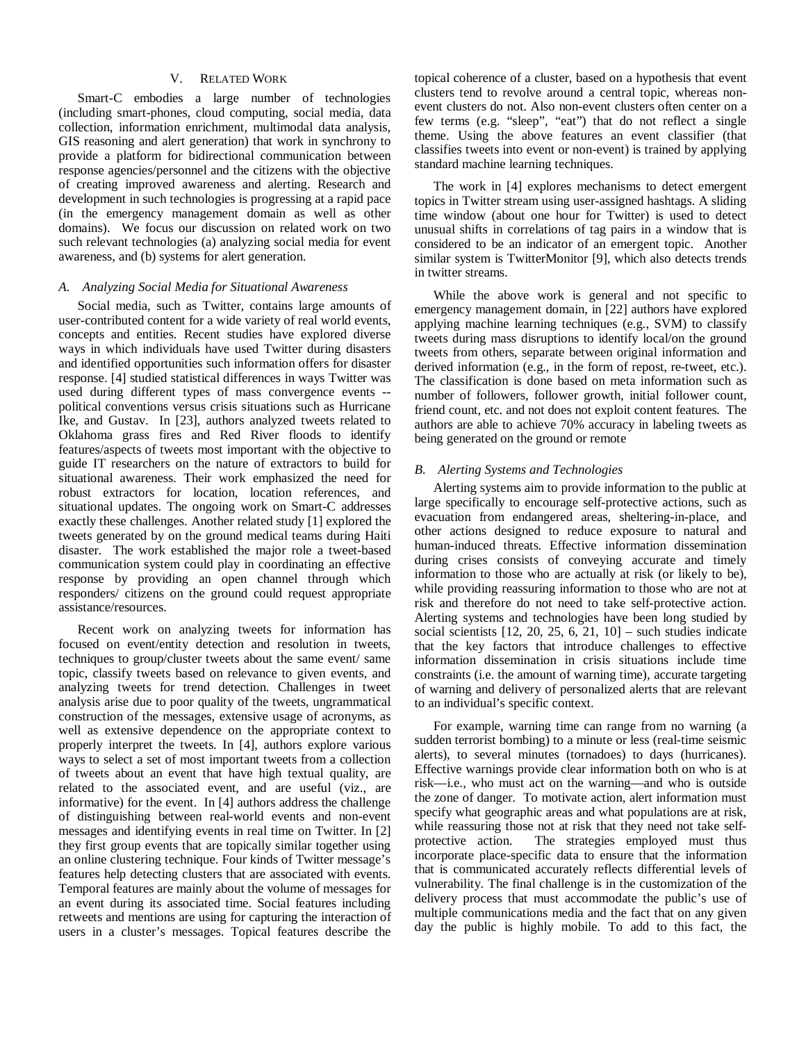## V. RELATED WORK

Smart-C embodies a large number of technologies (including smart-phones, cloud computing, social media, data collection, information enrichment, multimodal data analysis, GIS reasoning and alert generation) that work in synchrony to provide a platform for bidirectional communication between response agencies/personnel and the citizens with the objective of creating improved awareness and alerting. Research and development in such technologies is progressing at a rapid pace (in the emergency management domain as well as other domains). We focus our discussion on related work on two such relevant technologies (a) analyzing social media for event awareness, and (b) systems for alert generation.

### *A. Analyzing Social Media for Situational Awareness*

Social media, such as Twitter, contains large amounts of user-contributed content for a wide variety of real world events, concepts and entities. Recent studies have explored diverse ways in which individuals have used Twitter during disasters and identified opportunities such information offers for disaster response. [4] studied statistical differences in ways Twitter was used during different types of mass convergence events -- political conventions versus crisis situations such as Hurricane Ike, and Gustav. In [23], authors analyzed tweets related to Oklahoma grass fires and Red River floods to identify features/aspects of tweets most important with the objective to guide IT researchers on the nature of extractors to build for situational awareness. Their work emphasized the need for robust extractors for location, location references, and situational updates. The ongoing work on Smart-C addresses exactly these challenges. Another related study [1] explored the tweets generated by on the ground medical teams during Haiti disaster. The work established the major role a tweet-based communication system could play in coordinating an effective response by providing an open channel through which responders/ citizens on the ground could request appropriate assistance/resources.

Recent work on analyzing tweets for information has focused on event/entity detection and resolution in tweets, techniques to group/cluster tweets about the same event/ same topic, classify tweets based on relevance to given events, and analyzing tweets for trend detection. Challenges in tweet analysis arise due to poor quality of the tweets, ungrammatical construction of the messages, extensive usage of acronyms, as well as extensive dependence on the appropriate context to properly interpret the tweets. In [4], authors explore various ways to select a set of most important tweets from a collection of tweets about an event that have high textual quality, are related to the associated event, and are useful (viz., are informative) for the event. In [4] authors address the challenge of distinguishing between real-world events and non-event messages and identifying events in real time on Twitter. In [2] they first group events that are topically similar together using an online clustering technique. Four kinds of Twitter message's features help detecting clusters that are associated with events. Temporal features are mainly about the volume of messages for an event during its associated time. Social features including retweets and mentions are using for capturing the interaction of users in a cluster's messages. Topical features describe the topical coherence of a cluster, based on a hypothesis that event clusters tend to revolve around a central topic, whereas non-event clusters do not. Also non-event clusters often center on a few terms (e.g. "sleep", "eat") that do not reflect a single theme. Using the above features an event classifier (that classifies tweets into event or non-event) is trained by applying standard machine learning techniques.

The work in [4] explores mechanisms to detect emergent topics in Twitter stream using user-assigned hashtags. A sliding time window (about one hour for Twitter) is used to detect unusual shifts in correlations of tag pairs in a window that is considered to be an indicator of an emergent topic. Another similar system is TwitterMonitor [9], which also detects trends in twitter streams.

While the above work is general and not specific to emergency management domain, in [22] authors have explored applying machine learning techniques (e.g., SVM) to classify tweets during mass disruptions to identify local/on the ground tweets from others, separate between original information and derived information (e.g., in the form of repost, re-tweet, etc.). The classification is done based on meta information such as number of followers, follower growth, initial follower count, friend count, etc. and not does not exploit content features. The authors are able to achieve 70% accuracy in labeling tweets as being generated on the ground or remote

### *B. Alerting Systems and Technologies*

Alerting systems aim to provide information to the public at large specifically to encourage self-protective actions, such as evacuation from endangered areas, sheltering-in-place, and other actions designed to reduce exposure to natural and human-induced threats. Effective information dissemination during crises consists of conveying accurate and timely information to those who are actually at risk (or likely to be), while providing reassuring information to those who are not at risk and therefore do not need to take self-protective action. Alerting systems and technologies have been long studied by social scientists [12, 20, 25, 6, 21, 10] – such studies indicate that the key factors that introduce challenges to effective information dissemination in crisis situations include time constraints (i.e. the amount of warning time), accurate targeting of warning and delivery of personalized alerts that are relevant to an individual's specific context.

For example, warning time can range from no warning (a sudden terrorist bombing) to a minute or less (real-time seismic alerts), to several minutes (tornadoes) to days (hurricanes). Effective warnings provide clear information both on who is at risk—i.e., who must act on the warning—and who is outside the zone of danger. To motivate action, alert information must specify what geographic areas and what populations are at risk, while reassuring those not at risk that they need not take self-protective action. The strategies employed must thus incorporate place-specific data to ensure that the information that is communicated accurately reflects differential levels of vulnerability. The final challenge is in the customization of the delivery process that must accommodate the public's use of multiple communications media and the fact that on any given day the public is highly mobile. To add to this fact, the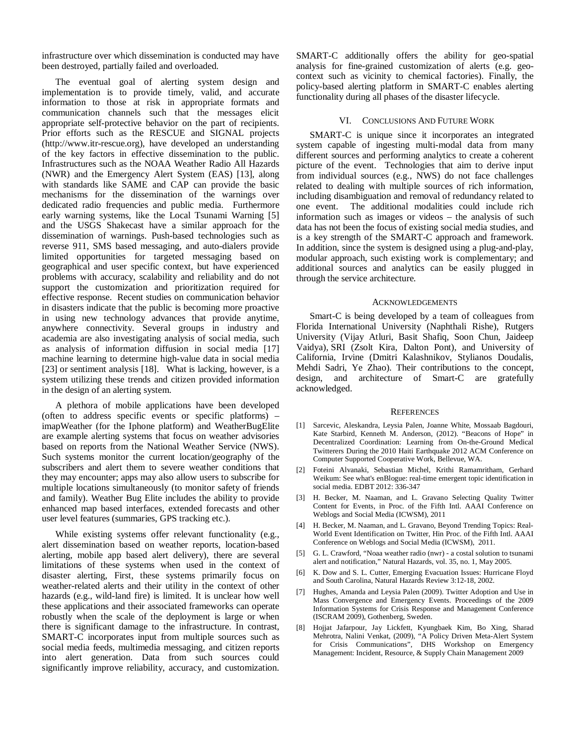infrastructure over which dissemination is conducted may have been destroyed, partially failed and overloaded.

The eventual goal of alerting system design and implementation is to provide timely, valid, and accurate information to those at risk in appropriate formats and communication channels such that the messages elicit appropriate self-protective behavior on the part of recipients. Prior efforts such as the RESCUE and SIGNAL projects (http://www.itr-rescue.org), have developed an understanding of the key factors in effective dissemination to the public. Infrastructures such as the NOAA Weather Radio All Hazards (NWR) and the Emergency Alert System (EAS) [13], along with standards like SAME and CAP can provide the basic mechanisms for the dissemination of the warnings over dedicated radio frequencies and public media. Furthermore early warning systems, like the Local Tsunami Warning [5] and the USGS Shakecast have a similar approach for the dissemination of warnings. Push-based technologies such as reverse 911, SMS based messaging, and auto-dialers provide limited opportunities for targeted messaging based on geographical and user specific context, but have experienced problems with accuracy, scalability and reliability and do not support the customization and prioritization required for effective response. Recent studies on communication behavior in disasters indicate that the public is becoming more proactive in using new technology advances that provide anytime, anywhere connectivity. Several groups in industry and academia are also investigating analysis of social media, such as analysis of information diffusion in social media [17] machine learning to determine high-value data in social media [23] or sentiment analysis [18]. What is lacking, however, is a system utilizing these trends and citizen provided information in the design of an alerting system.

A plethora of mobile applications have been developed (often to address specific events or specific platforms) – imapWeather (for the Iphone platform) and WeatherBugElite are example alerting systems that focus on weather advisories based on reports from the National Weather Service (NWS). Such systems monitor the current location/geography of the subscribers and alert them to severe weather conditions that they may encounter; apps may also allow users to subscribe for multiple locations simultaneously (to monitor safety of friends and family). Weather Bug Elite includes the ability to provide enhanced map based interfaces, extended forecasts and other user level features (summaries, GPS tracking etc.).

While existing systems offer relevant functionality (e.g., alert dissemination based on weather reports, location-based alerting, mobile app based alert delivery), there are several limitations of these systems when used in the context of disaster alerting, First, these systems primarily focus on weather-related alerts and their utility in the context of other hazards (e.g., wild-land fire) is limited. It is unclear how well these applications and their associated frameworks can operate robustly when the scale of the deployment is large or when there is significant damage to the infrastructure. In contrast, SMART-C incorporates input from multiple sources such as social media feeds, multimedia messaging, and citizen reports into alert generation. Data from such sources could significantly improve reliability, accuracy, and customization. SMART-C additionally offers the ability for geo-spatial analysis for fine-grained customization of alerts (e.g. geo-context such as vicinity to chemical factories). Finally, the policy-based alerting platform in SMART-C enables alerting functionality during all phases of the disaster lifecycle.

## VI. Conclusions And Future Work

SMART-C is unique since it incorporates an integrated system capable of ingesting multi-modal data from many different sources and performing analytics to create a coherent picture of the event. Technologies that aim to derive input from individual sources (e.g., NWS) do not face challenges related to dealing with multiple sources of rich information, including disambiguation and removal of redundancy related to one event. The additional modalities could include rich information such as images or videos – the analysis of such data has not been the focus of existing social media studies, and is a key strength of the SMART-C approach and framework. In addition, since the system is designed using a plug-and-play, modular approach, such existing work is complementary; and additional sources and analytics can be easily plugged in through the service architecture.

## Acknowledgements

Smart-C is being developed by a team of colleagues from Florida International University (Naphthali Rishe), Rutgers University (Vijay Atluri, Basit Shafiq, Soon Chun, Jaideep Vaidya), SRI (Zsolt Kira, Dalton Pont), and University of California, Irvine (Dmitri Kalashnikov, Stylianos Doudalis, Mehdi Sadri, Ye Zhao). Their contributions to the concept, design, and architecture of Smart-C are gratefully acknowledged.

## References

[1] Sarcevic, Aleskandra, Leysia Palen, Joanne White, Mossaab Bagdouri, Kate Starbird, Kenneth M. Anderson, (2012). "Beacons of Hope" in Decentralized Coordination: Learning from On-the-Ground Medical Twitterers During the 2010 Haiti Earthquake 2012 ACM Conference on Computer Supported Cooperative Work, Bellevue, WA.

[2] Foteini Alvanaki, Sebastian Michel, Krithi Ramamritham, Gerhard Weikum: See what's enBlogue: real-time emergent topic identification in social media. EDBT 2012: 336-347

[3] H. Becker, M. Naaman, and L. Gravano Selecting Quality Twitter Content for Events, in Proc. of the Fifth Intl. AAAI Conference on Weblogs and Social Media (ICWSM), 2011

[4] H. Becker, M. Naaman, and L. Gravano, Beyond Trending Topics: Real-World Event Identification on Twitter, Hin Proc. of the Fifth Intl. AAAI Conference on Weblogs and Social Media (ICWSM), 2011.

[5] G. L. Crawford, "Noaa weather radio (nwr) - a costal solution to tsunami alert and notification," Natural Hazards, vol. 35, no. 1, May 2005.

[6] K. Dow and S. L. Cutter, Emerging Evacuation Issues: Hurricane Floyd and South Carolina, Natural Hazards Review 3:12-18, 2002.

[7] Hughes, Amanda and Leysia Palen (2009). Twitter Adoption and Use in Mass Convergence and Emergency Events. Proceedings of the 2009 Information Systems for Crisis Response and Management Conference (ISCRAM 2009), Gothenberg, Sweden.

[8] Hojjat Jafarpour, Jay Lickfett, Kyungbaek Kim, Bo Xing, Sharad Mehrotra, Nalini Venkat, (2009), "A Policy Driven Meta-Alert System for Crisis Communications", DHS Workshop on Emergency Management: Incident, Resource, & Supply Chain Management 2009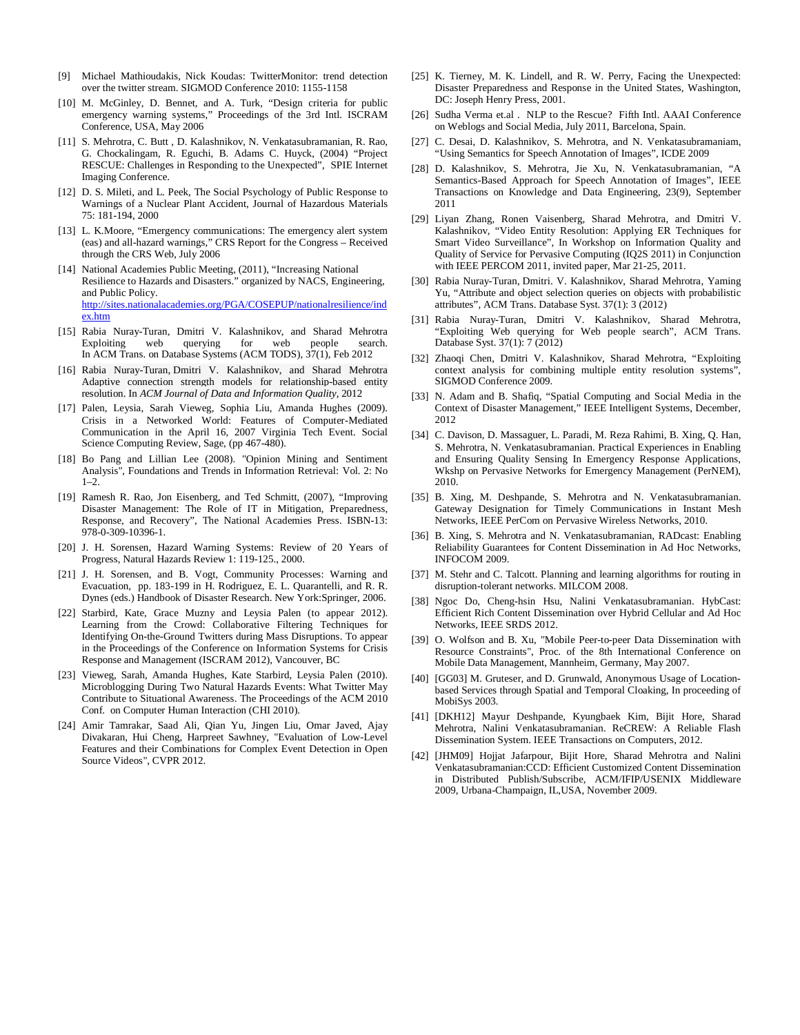[9] Michael Mathioudakis, Nick Koudas: TwitterMonitor: trend detection over the twitter stream. SIGMOD Conference 2010: 1155-1158

[10] M. McGinley, D. Bennet, and A. Turk, "Design criteria for public emergency warning systems," Proceedings of the 3rd Intl. ISCRAM Conference, USA, May 2006

[11] S. Mehrotra, C. Butt , D. Kalashnikov, N. Venkatasubramanian, R. Rao, G. Chockalingam, R. Eguchi, B. Adams C. Huyck, (2004) "Project RESCUE: Challenges in Responding to the Unexpected", SPIE Internet Imaging Conference.

[12] D. S. Mileti, and L. Peek, The Social Psychology of Public Response to Warnings of a Nuclear Plant Accident, Journal of Hazardous Materials 75: 181-194, 2000

[13] L. K.Moore, "Emergency communications: The emergency alert system (eas) and all-hazard warnings," CRS Report for the Congress – Received through the CRS Web, July 2006

[14] National Academies Public Meeting, (2011), "Increasing National Resilience to Hazards and Disasters." organized by NACS, Engineering, and Public Policy. http://sites.nationalacademies.org/PGA/COSEPUP/nationalresilience/index.htm

[15] Rabia Nuray-Turan, Dmitri V. Kalashnikov, and Sharad Mehrotra Exploiting web querying for web people search. In ACM Trans. on Database Systems (ACM TODS), 37(1), Feb 2012

[16] Rabia Nuray-Turan, Dmitri V. Kalashnikov, and Sharad Mehrotra Adaptive connection strength models for relationship-based entity resolution. In *ACM Journal of Data and Information Quality*, 2012

[17] Palen, Leysia, Sarah Vieweg, Sophia Liu, Amanda Hughes (2009). Crisis in a Networked World: Features of Computer-Mediated Communication in the April 16, 2007 Virginia Tech Event. Social Science Computing Review, Sage, (pp 467-480).

[18] Bo Pang and Lillian Lee (2008). "Opinion Mining and Sentiment Analysis", Foundations and Trends in Information Retrieval: Vol. 2: No 1–2.

[19] Ramesh R. Rao, Jon Eisenberg, and Ted Schmitt, (2007), "Improving Disaster Management: The Role of IT in Mitigation, Preparedness, Response, and Recovery", The National Academies Press. ISBN-13: 978-0-309-10396-1.

[20] J. H. Sorensen, Hazard Warning Systems: Review of 20 Years of Progress, Natural Hazards Review 1: 119-125., 2000.

[21] J. H. Sorensen, and B. Vogt, Community Processes: Warning and Evacuation, pp. 183-199 in H. Rodriguez, E. L. Quarantelli, and R. R. Dynes (eds.) Handbook of Disaster Research. New York:Springer, 2006.

[22] Starbird, Kate, Grace Muzny and Leysia Palen (to appear 2012). Learning from the Crowd: Collaborative Filtering Techniques for Identifying On-the-Ground Twitters during Mass Disruptions. To appear in the Proceedings of the Conference on Information Systems for Crisis Response and Management (ISCRAM 2012), Vancouver, BC

[23] Vieweg, Sarah, Amanda Hughes, Kate Starbird, Leysia Palen (2010). Microblogging During Two Natural Hazards Events: What Twitter May Contribute to Situational Awareness. The Proceedings of the ACM 2010 Conf. on Computer Human Interaction (CHI 2010).

[24] Amir Tamrakar, Saad Ali, Qian Yu, Jingen Liu, Omar Javed, Ajay Divakaran, Hui Cheng, Harpreet Sawhney, "Evaluation of Low-Level Features and their Combinations for Complex Event Detection in Open Source Videos", CVPR 2012.

[25] K. Tierney, M. K. Lindell, and R. W. Perry, Facing the Unexpected: Disaster Preparedness and Response in the United States, Washington, DC: Joseph Henry Press, 2001.

[26] Sudha Verma et.al . NLP to the Rescue? Fifth Intl. AAAI Conference on Weblogs and Social Media, July 2011, Barcelona, Spain.

[27] C. Desai, D. Kalashnikov, S. Mehrotra, and N. Venkatasubramaniam, "Using Semantics for Speech Annotation of Images", ICDE 2009

[28] D. Kalashnikov, S. Mehrotra, Jie Xu, N. Venkatasubramanian, "A Semantics-Based Approach for Speech Annotation of Images", IEEE Transactions on Knowledge and Data Engineering, 23(9), September 2011

[29] Liyan Zhang, Ronen Vaisenberg, Sharad Mehrotra, and Dmitri V. Kalashnikov, "Video Entity Resolution: Applying ER Techniques for Smart Video Surveillance", In Workshop on Information Quality and Quality of Service for Pervasive Computing (IQ2S 2011) in Conjunction with IEEE PERCOM 2011, invited paper, Mar 21-25, 2011.

[30] Rabia Nuray-Turan, Dmitri. V. Kalashnikov, Sharad Mehrotra, Yaming Yu, "Attribute and object selection queries on objects with probabilistic attributes", ACM Trans. Database Syst. 37(1): 3 (2012)

[31] Rabia Nuray-Turan, Dmitri V. Kalashnikov, Sharad Mehrotra, "Exploiting Web querying for Web people search", ACM Trans. Database Syst. 37(1): 7 (2012)

[32] Zhaoqi Chen, Dmitri V. Kalashnikov, Sharad Mehrotra, "Exploiting context analysis for combining multiple entity resolution systems", SIGMOD Conference 2009.

[33] N. Adam and B. Shafiq, "Spatial Computing and Social Media in the Context of Disaster Management," IEEE Intelligent Systems, December, 2012

[34] C. Davison, D. Massaguer, L. Paradi, M. Reza Rahimi, B. Xing, Q. Han, S. Mehrotra, N. Venkatasubramanian. Practical Experiences in Enabling and Ensuring Quality Sensing In Emergency Response Applications, Wkshp on Pervasive Networks for Emergency Management (PerNEM), 2010.

[35] B. Xing, M. Deshpande, S. Mehrotra and N. Venkatasubramanian. Gateway Designation for Timely Communications in Instant Mesh Networks, IEEE PerCom on Pervasive Wireless Networks, 2010.

[36] B. Xing, S. Mehrotra and N. Venkatasubramanian, RADcast: Enabling Reliability Guarantees for Content Dissemination in Ad Hoc Networks, INFOCOM 2009.

[37] M. Stehr and C. Talcott. Planning and learning algorithms for routing in disruption-tolerant networks. MILCOM 2008.

[38] Ngoc Do, Cheng-hsin Hsu, Nalini Venkatasubramanian. HybCast: Efficient Rich Content Dissemination over Hybrid Cellular and Ad Hoc Networks, IEEE SRDS 2012.

[39] O. Wolfson and B. Xu, "Mobile Peer-to-peer Data Dissemination with Resource Constraints", Proc. of the 8th International Conference on Mobile Data Management, Mannheim, Germany, May 2007.

[40] [GG03] M. Gruteser, and D. Grunwald, Anonymous Usage of Location-based Services through Spatial and Temporal Cloaking, In proceeding of MobiSys 2003.

[41] [DKH12] Mayur Deshpande, Kyungbaek Kim, Bijit Hore, Sharad Mehrotra, Nalini Venkatasubramanian. ReCREW: A Reliable Flash Dissemination System. IEEE Transactions on Computers, 2012.

[42] [JHM09] Hojjat Jafarpour, Bijit Hore, Sharad Mehrotra and Nalini Venkatasubramanian:CCD: Efficient Customized Content Dissemination in Distributed Publish/Subscribe, ACM/IFIP/USENIX Middleware 2009, Urbana-Champaign, IL,USA, November 2009.